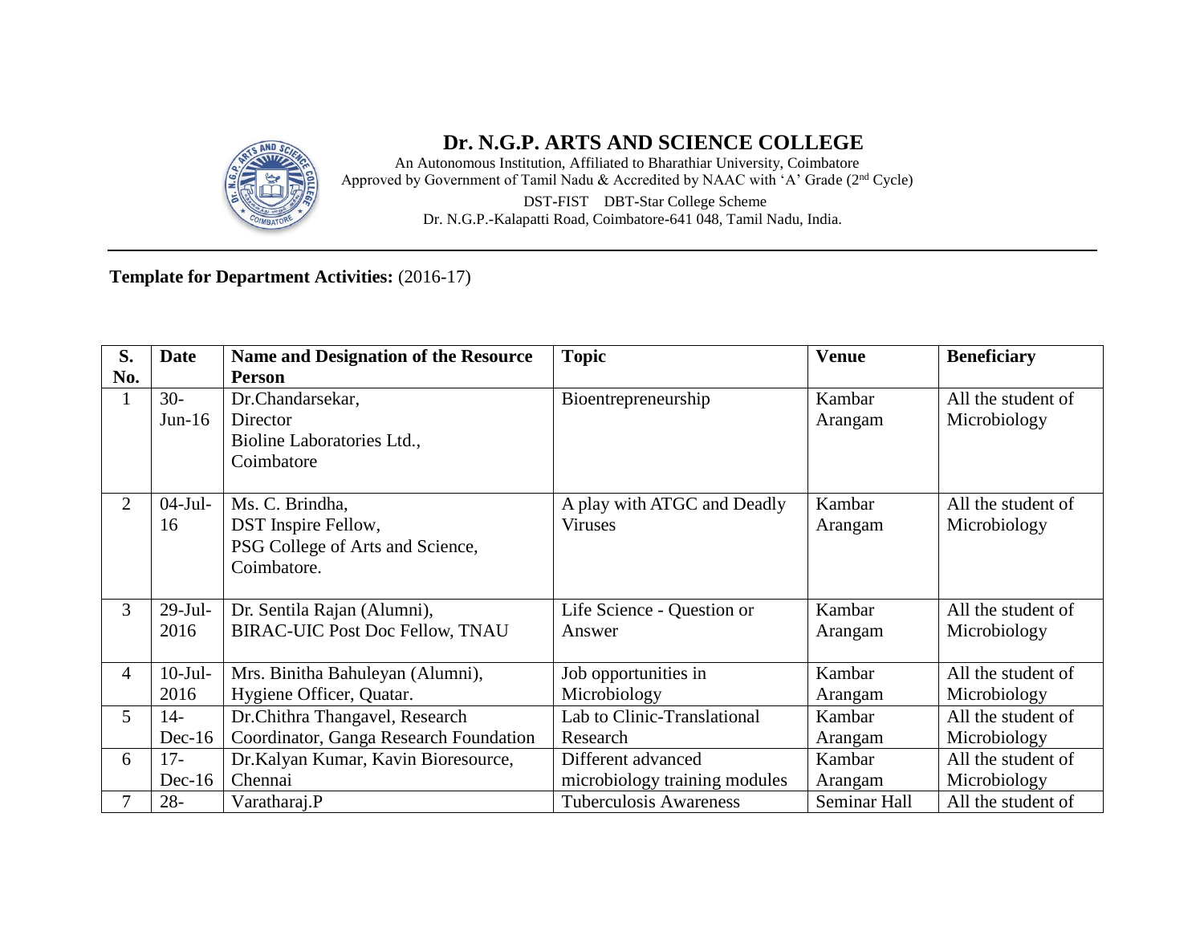# Dr. N.G.P. ARTS AND SCIENCE COLLEGE

An Autonomous Institution, Affiliated to Bharathiar University, Coimbatore
Approved by Government of Tamil Nadu & Accredited by NAAC with 'A' Grade (2nd Cycle)
DST-FIST DBT-Star College Scheme
Dr. N.G.P.-Kalapatti Road, Coimbatore-641 048, Tamil Nadu, India.

**Template for Department Activities:** (2016-17)

| S. No. | Date | Name and Designation of the Resource Person | Topic | Venue | Beneficiary |
|---|---|---|---|---|---|
| 1 | 30-Jun-16 | Dr.Chandarsekar, Director Bioline Laboratories Ltd., Coimbatore | Bioentrepreneurship | Kambar Arangam | All the student of Microbiology |
| 2 | 04-Jul-16 | Ms. C. Brindha, DST Inspire Fellow, PSG College of Arts and Science, Coimbatore. | A play with ATGC and Deadly Viruses | Kambar Arangam | All the student of Microbiology |
| 3 | 29-Jul-2016 | Dr. Sentila Rajan (Alumni), BIRAC-UIC Post Doc Fellow, TNAU | Life Science - Question or Answer | Kambar Arangam | All the student of Microbiology |
| 4 | 10-Jul-2016 | Mrs. Binitha Bahuleyan (Alumni), Hygiene Officer, Quatar. | Job opportunities in Microbiology | Kambar Arangam | All the student of Microbiology |
| 5 | 14-Dec-16 | Dr.Chithra Thangavel, Research Coordinator, Ganga Research Foundation | Lab to Clinic-Translational Research | Kambar Arangam | All the student of Microbiology |
| 6 | 17-Dec-16 | Dr.Kalyan Kumar, Kavin Bioresource, Chennai | Different advanced microbiology training modules | Kambar Arangam | All the student of Microbiology |
| 7 | 28- | Varatharaj.P | Tuberculosis Awareness | Seminar Hall | All the student of |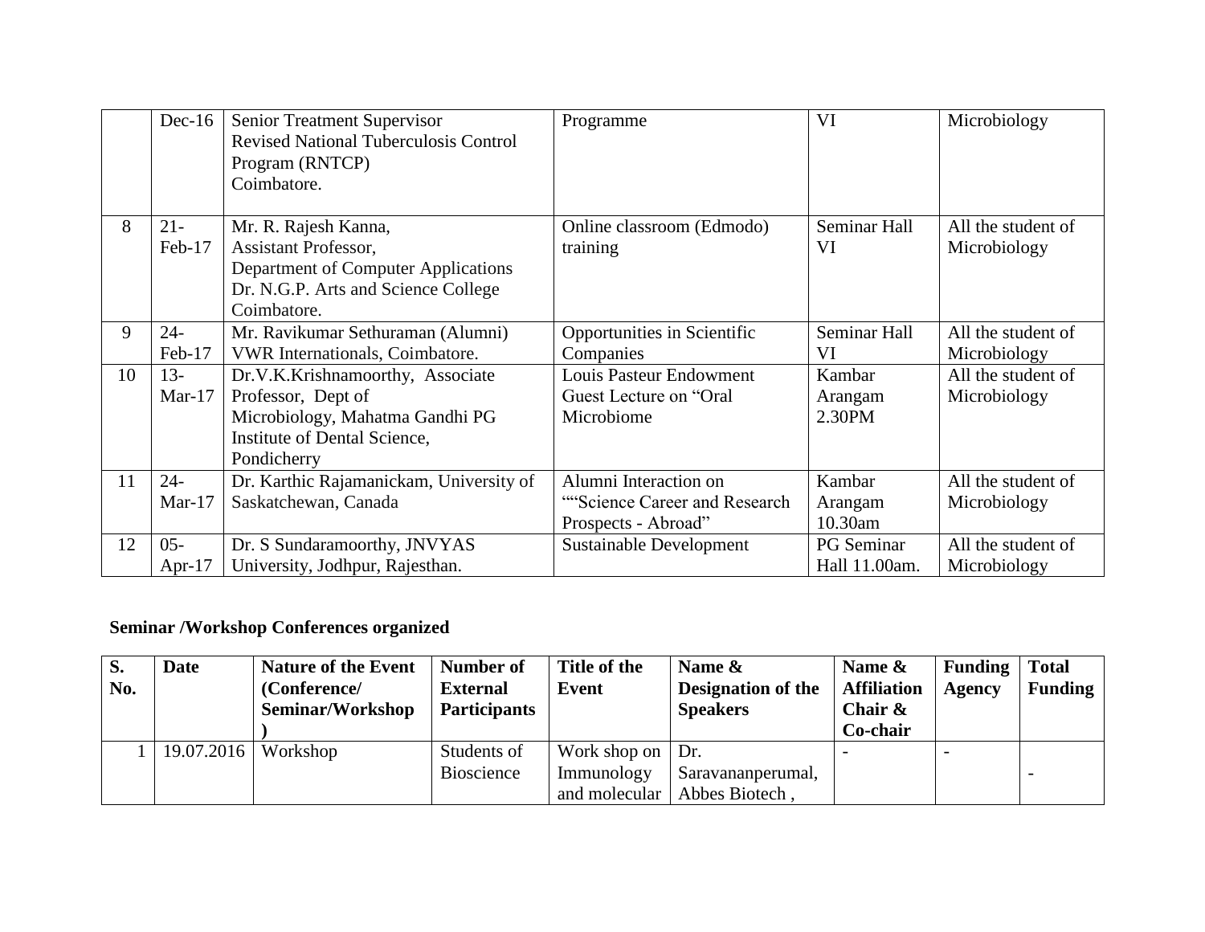|  | Dec-16 | Senior Treatment Supervisor<br>Revised National Tuberculosis Control Program (RNTCP)<br>Coimbatore. | Programme | VI | Microbiology |
|---|---|---|---|---|---|
| 8 | 21-Feb-17 | Mr. R. Rajesh Kanna,<br>Assistant Professor,<br>Department of Computer Applications<br>Dr. N.G.P. Arts and Science College<br>Coimbatore. | Online classroom (Edmodo) training | Seminar Hall VI | All the student of Microbiology |
| 9 | 24-Feb-17 | Mr. Ravikumar Sethuraman (Alumni)<br>VWR Internationals, Coimbatore. | Opportunities in Scientific Companies | Seminar Hall VI | All the student of Microbiology |
| 10 | 13-Mar-17 | Dr.V.K.Krishnamoorthy, Associate Professor, Dept of Microbiology, Mahatma Gandhi PG Institute of Dental Science, Pondicherry | Louis Pasteur Endowment Guest Lecture on "Oral Microbiome | Kambar Arangam 2.30PM | All the student of Microbiology |
| 11 | 24-Mar-17 | Dr. Karthic Rajamanickam, University of Saskatchewan, Canada | Alumni Interaction on ""Science Career and Research Prospects - Abroad" | Kambar Arangam 10.30am | All the student of Microbiology |
| 12 | 05-Apr-17 | Dr. S Sundaramoorthy, JNVYAS University, Jodhpur, Rajesthan. | Sustainable Development | PG Seminar Hall 11.00am. | All the student of Microbiology |

**Seminar /Workshop Conferences organized**

| S. No. | Date | Nature of the Event (Conference/ Seminar/Workshop ) | Number of External Participants | Title of the Event | Name & Designation of the Speakers | Name & Affiliation Chair & Co-chair | Funding Agency | Total Funding |
|---|---|---|---|---|---|---|---|---|
| 1 | 19.07.2016 | Workshop | Students of Bioscience | Work shop on Immunology and molecular | Dr. Saravananperumal, Abbes Biotech , | - | - | - |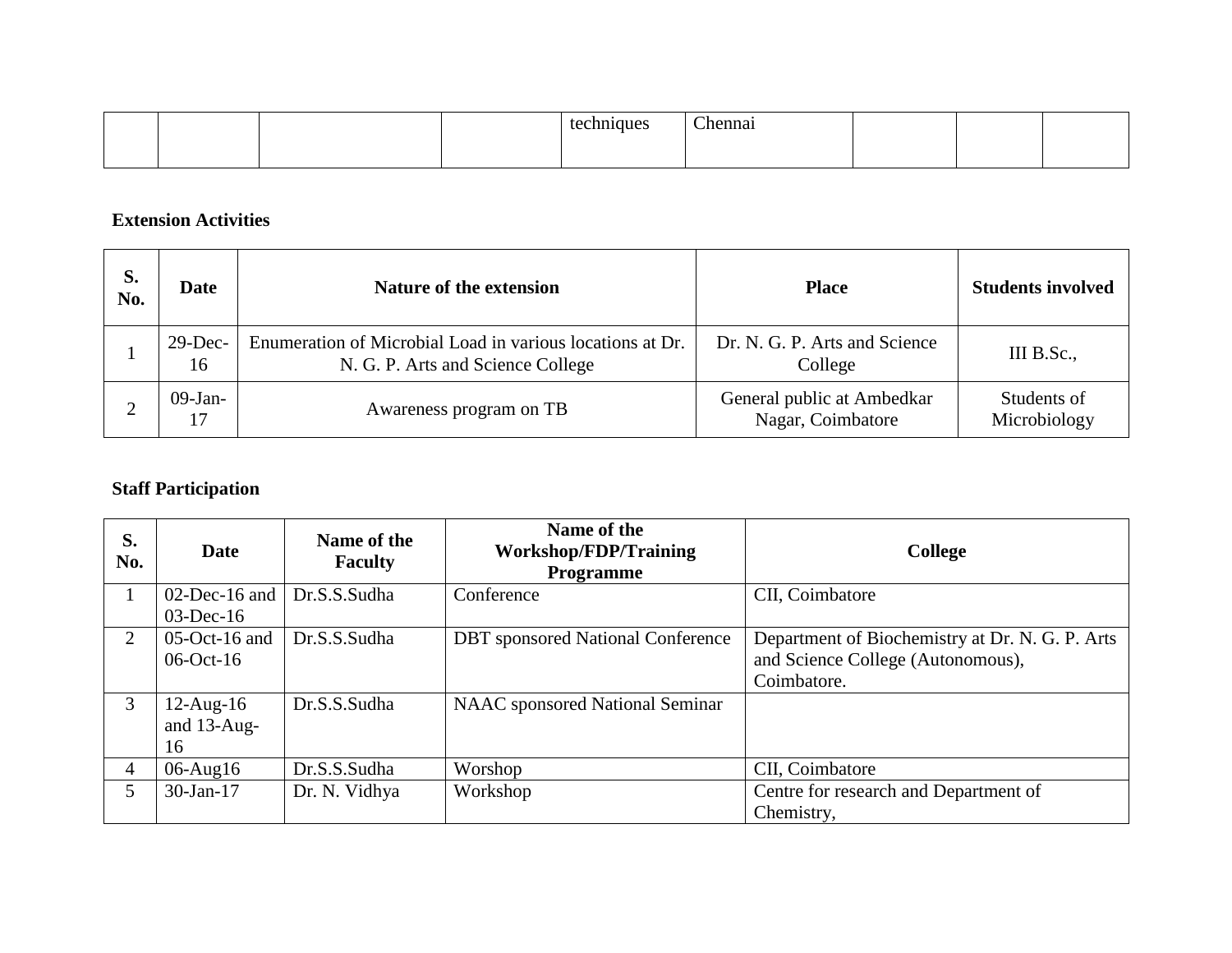|  |  |  |  | techniques | Chennai |  |  |  |
|---|---|---|---|---|---|---|---|---|

**Extension Activities**

| S. No. | Date | Nature of the extension | Place | Students involved |
|---|---|---|---|---|
| 1 | 29-Dec-16 | Enumeration of Microbial Load in various locations at Dr. N. G. P. Arts and Science College | Dr. N. G. P. Arts and Science College | III B.Sc., |
| 2 | 09-Jan-17 | Awareness program on TB | General public at Ambedkar Nagar, Coimbatore | Students of Microbiology |

**Staff Participation**

| S. No. | Date | Name of the Faculty | Name of the Workshop/FDP/Training Programme | College |
|---|---|---|---|---|
| 1 | 02-Dec-16 and 03-Dec-16 | Dr.S.S.Sudha | Conference | CII, Coimbatore |
| 2 | 05-Oct-16 and 06-Oct-16 | Dr.S.S.Sudha | DBT sponsored National Conference | Department of Biochemistry at Dr. N. G. P. Arts and Science College (Autonomous), Coimbatore. |
| 3 | 12-Aug-16 and 13-Aug-16 | Dr.S.S.Sudha | NAAC sponsored National Seminar |  |
| 4 | 06-Aug16 | Dr.S.S.Sudha | Worshop | CII, Coimbatore |
| 5 | 30-Jan-17 | Dr. N. Vidhya | Workshop | Centre for research and Department of Chemistry, |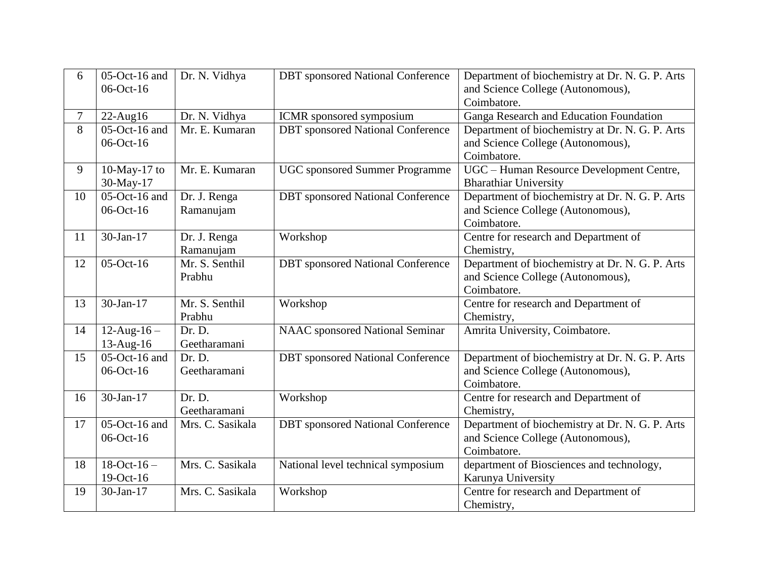| 6 | 05-Oct-16 and 06-Oct-16 | Dr. N. Vidhya | DBT sponsored National Conference | Department of biochemistry at Dr. N. G. P. Arts and Science College (Autonomous), Coimbatore. |
|---|---|---|---|---|
| 7 | 22-Aug16 | Dr. N. Vidhya | ICMR sponsored symposium | Ganga Research and Education Foundation |
| 8 | 05-Oct-16 and 06-Oct-16 | Mr. E. Kumaran | DBT sponsored National Conference | Department of biochemistry at Dr. N. G. P. Arts and Science College (Autonomous), Coimbatore. |
| 9 | 10-May-17 to 30-May-17 | Mr. E. Kumaran | UGC sponsored Summer Programme | UGC – Human Resource Development Centre, Bharathiar University |
| 10 | 05-Oct-16 and 06-Oct-16 | Dr. J. Renga Ramanujam | DBT sponsored National Conference | Department of biochemistry at Dr. N. G. P. Arts and Science College (Autonomous), Coimbatore. |
| 11 | 30-Jan-17 | Dr. J. Renga Ramanujam | Workshop | Centre for research and Department of Chemistry, |
| 12 | 05-Oct-16 | Mr. S. Senthil Prabhu | DBT sponsored National Conference | Department of biochemistry at Dr. N. G. P. Arts and Science College (Autonomous), Coimbatore. |
| 13 | 30-Jan-17 | Mr. S. Senthil Prabhu | Workshop | Centre for research and Department of Chemistry, |
| 14 | 12-Aug-16 – 13-Aug-16 | Dr. D. Geetharamani | NAAC sponsored National Seminar | Amrita University, Coimbatore. |
| 15 | 05-Oct-16 and 06-Oct-16 | Dr. D. Geetharamani | DBT sponsored National Conference | Department of biochemistry at Dr. N. G. P. Arts and Science College (Autonomous), Coimbatore. |
| 16 | 30-Jan-17 | Dr. D. Geetharamani | Workshop | Centre for research and Department of Chemistry, |
| 17 | 05-Oct-16 and 06-Oct-16 | Mrs. C. Sasikala | DBT sponsored National Conference | Department of biochemistry at Dr. N. G. P. Arts and Science College (Autonomous), Coimbatore. |
| 18 | 18-Oct-16 – 19-Oct-16 | Mrs. C. Sasikala | National level technical symposium | department of Biosciences and technology, Karunya University |
| 19 | 30-Jan-17 | Mrs. C. Sasikala | Workshop | Centre for research and Department of Chemistry, |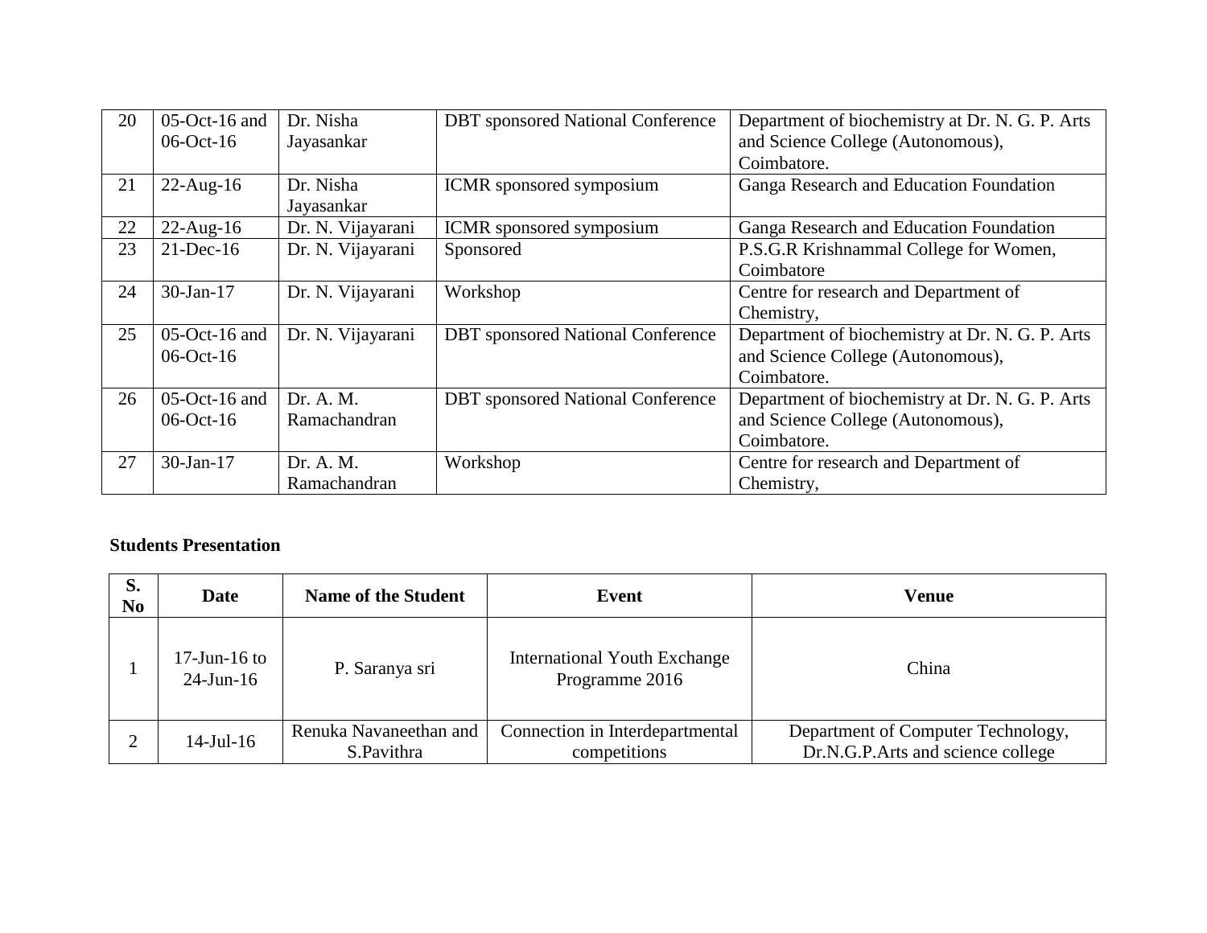| 20 | 05-Oct-16 and 06-Oct-16 | Dr. Nisha Jayasankar | DBT sponsored National Conference | Department of biochemistry at Dr. N. G. P. Arts and Science College (Autonomous), Coimbatore. |
|---|---|---|---|---|
| 21 | 22-Aug-16 | Dr. Nisha Jayasankar | ICMR sponsored symposium | Ganga Research and Education Foundation |
| 22 | 22-Aug-16 | Dr. N. Vijayarani | ICMR sponsored symposium | Ganga Research and Education Foundation |
| 23 | 21-Dec-16 | Dr. N. Vijayarani | Sponsored | P.S.G.R Krishnammal College for Women, Coimbatore |
| 24 | 30-Jan-17 | Dr. N. Vijayarani | Workshop | Centre for research and Department of Chemistry, |
| 25 | 05-Oct-16 and 06-Oct-16 | Dr. N. Vijayarani | DBT sponsored National Conference | Department of biochemistry at Dr. N. G. P. Arts and Science College (Autonomous), Coimbatore. |
| 26 | 05-Oct-16 and 06-Oct-16 | Dr. A. M. Ramachandran | DBT sponsored National Conference | Department of biochemistry at Dr. N. G. P. Arts and Science College (Autonomous), Coimbatore. |
| 27 | 30-Jan-17 | Dr. A. M. Ramachandran | Workshop | Centre for research and Department of Chemistry, |

**Students Presentation**

| S. No | Date | Name of the Student | Event | Venue |
|---|---|---|---|---|
| 1 | 17-Jun-16 to 24-Jun-16 | P. Saranya sri | International Youth Exchange Programme 2016 | China |
| 2 | 14-Jul-16 | Renuka Navaneethan and S.Pavithra | Connection in Interdepartmental competitions | Department of Computer Technology, Dr.N.G.P.Arts and science college |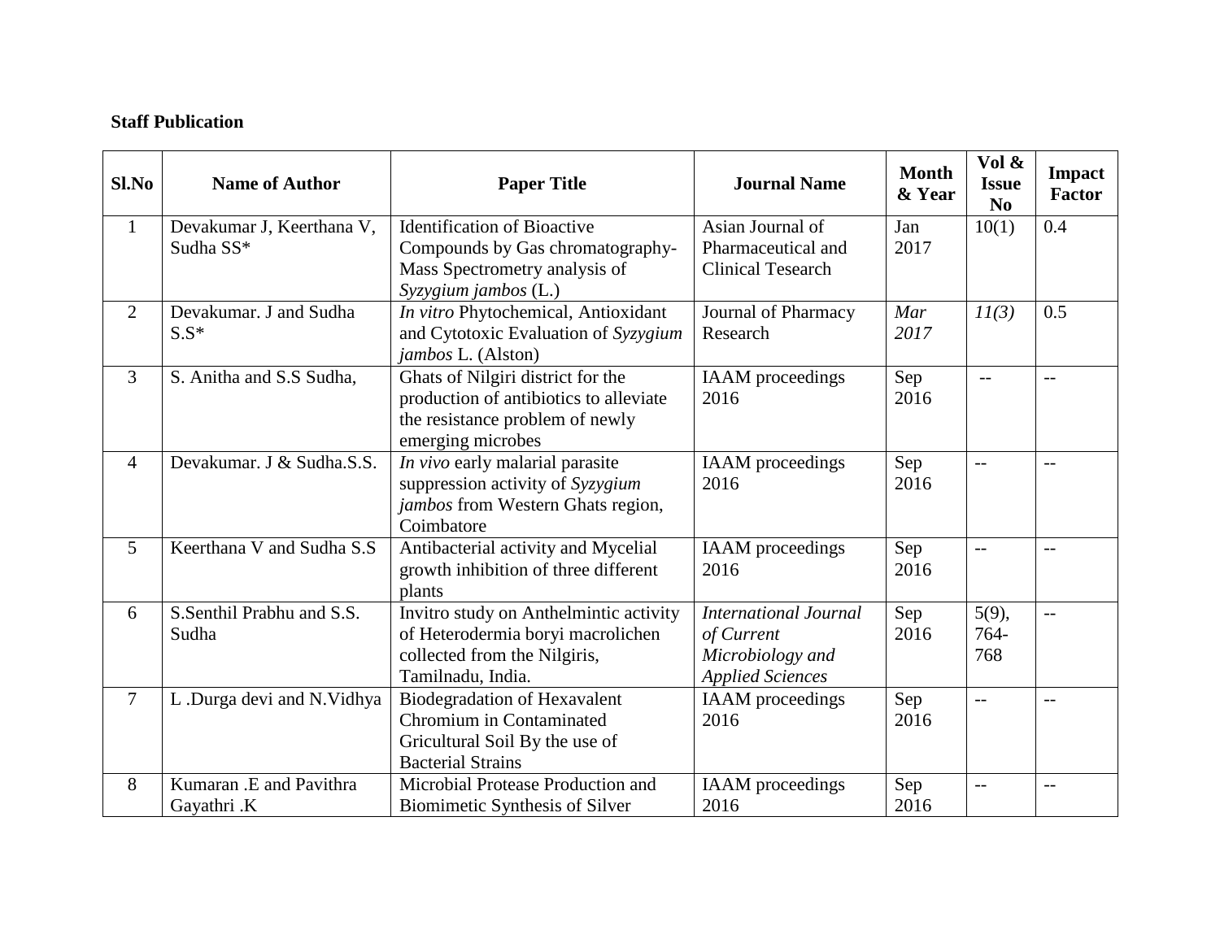**Staff Publication**

| Sl.No | Name of Author | Paper Title | Journal Name | Month & Year | Vol & Issue No | Impact Factor |
|---|---|---|---|---|---|---|
| 1 | Devakumar J, Keerthana V, Sudha SS* | Identification of Bioactive Compounds by Gas chromatography-Mass Spectrometry analysis of *Syzygium jambos* (L.) | Asian Journal of Pharmaceutical and Clinical Tesearch | Jan 2017 | 10(1) | 0.4 |
| 2 | Devakumar. J and Sudha S.S* | *In vitro* Phytochemical, Antioxidant and Cytotoxic Evaluation of *Syzygium jambos* L. (Alston) | Journal of Pharmacy Research | *Mar 2017* | *11(3)* | 0.5 |
| 3 | S. Anitha and S.S Sudha, | Ghats of Nilgiri district for the production of antibiotics to alleviate the resistance problem of newly emerging microbes | IAAM proceedings 2016 | Sep 2016 | -- | -- |
| 4 | Devakumar. J & Sudha.S.S. | *In vivo* early malarial parasite suppression activity of *Syzygium jambos* from Western Ghats region, Coimbatore | IAAM proceedings 2016 | Sep 2016 | -- | -- |
| 5 | Keerthana V and Sudha S.S | Antibacterial activity and Mycelial growth inhibition of three different plants | IAAM proceedings 2016 | Sep 2016 | -- | -- |
| 6 | S.Senthil Prabhu and S.S. Sudha | Invitro study on Anthelmintic activity of Heterodermia boryi macrolichen collected from the Nilgiris, Tamilnadu, India. | *International Journal of Current Microbiology and Applied Sciences* | Sep 2016 | 5(9), 764-768 | -- |
| 7 | L .Durga devi and N.Vidhya | Biodegradation of Hexavalent Chromium in Contaminated Gricultural Soil By the use of Bacterial Strains | IAAM proceedings 2016 | Sep 2016 | -- | -- |
| 8 | Kumaran .E and Pavithra Gayathri .K | Microbial Protease Production and Biomimetic Synthesis of Silver | IAAM proceedings 2016 | Sep 2016 | -- | -- |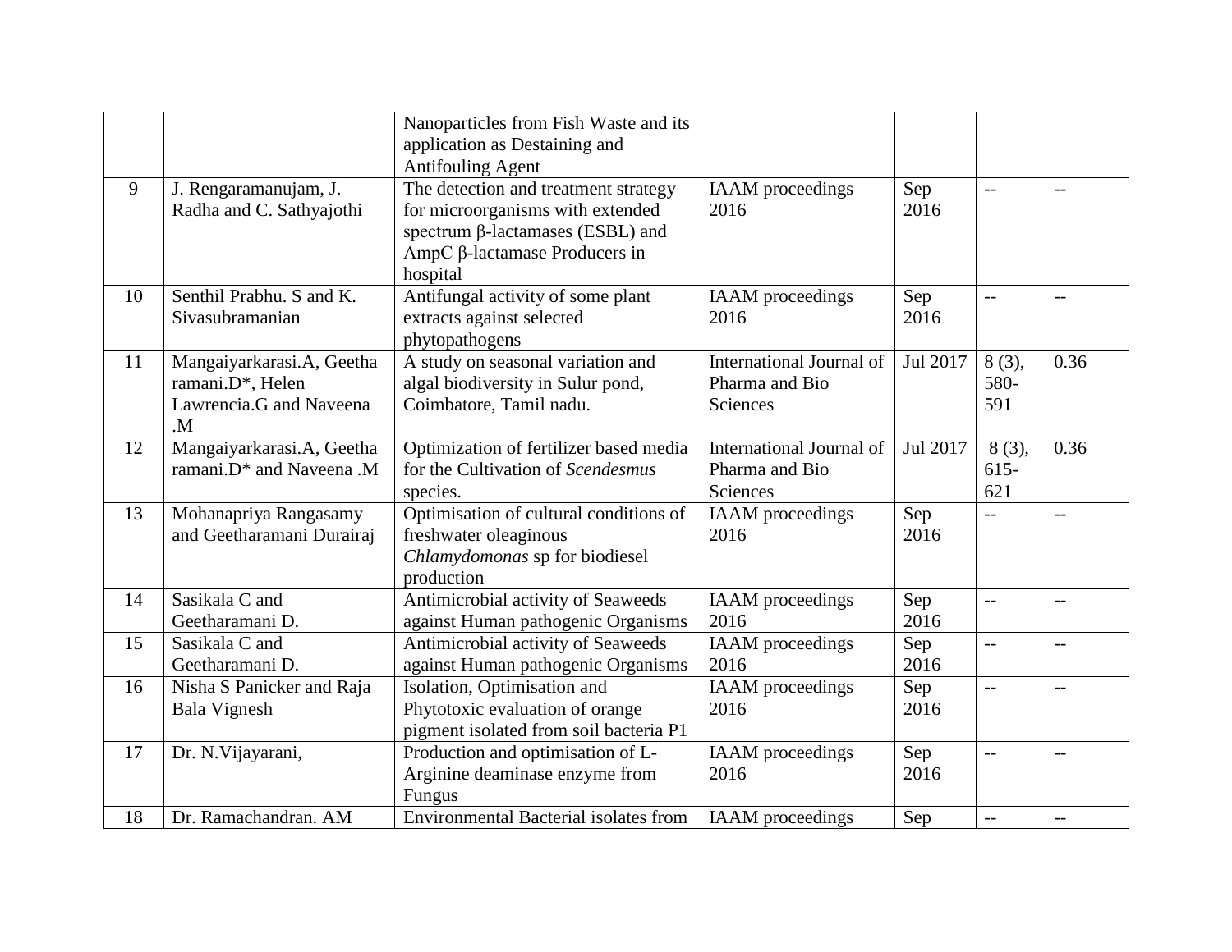|  |  | Nanoparticles from Fish Waste and its application as Destaining and Antifouling Agent |  |  |  |  |
|---|---|---|---|---|---|---|
| 9 | J. Rengaramanujam, J. Radha and C. Sathyajothi | The detection and treatment strategy for microorganisms with extended spectrum β-lactamases (ESBL) and AmpC β-lactamase Producers in hospital | IAAM proceedings 2016 | Sep 2016 | -- | -- |
| 10 | Senthil Prabhu. S and K. Sivasubramanian | Antifungal activity of some plant extracts against selected phytopathogens | IAAM proceedings 2016 | Sep 2016 | -- | -- |
| 11 | Mangaiyarkarasi.A, Geetha ramani.D*, Helen Lawrencia.G and Naveena .M | A study on seasonal variation and algal biodiversity in Sulur pond, Coimbatore, Tamil nadu. | International Journal of Pharma and Bio Sciences | Jul 2017 | 8 (3), 580-591 | 0.36 |
| 12 | Mangaiyarkarasi.A, Geetha ramani.D* and Naveena .M | Optimization of fertilizer based media for the Cultivation of *Scendesmus* species. | International Journal of Pharma and Bio Sciences | Jul 2017 | 8 (3), 615-621 | 0.36 |
| 13 | Mohanapriya Rangasamy and Geetharamani Durairaj | Optimisation of cultural conditions of freshwater oleaginous *Chlamydomonas* sp for biodiesel production | IAAM proceedings 2016 | Sep 2016 | -- | -- |
| 14 | Sasikala C and Geetharamani D. | Antimicrobial activity of Seaweeds against Human pathogenic Organisms | IAAM proceedings 2016 | Sep 2016 | -- | -- |
| 15 | Sasikala C and Geetharamani D. | Antimicrobial activity of Seaweeds against Human pathogenic Organisms | IAAM proceedings 2016 | Sep 2016 | -- | -- |
| 16 | Nisha S Panicker and Raja Bala Vignesh | Isolation, Optimisation and Phytotoxic evaluation of orange pigment isolated from soil bacteria P1 | IAAM proceedings 2016 | Sep 2016 | -- | -- |
| 17 | Dr. N.Vijayarani, | Production and optimisation of L-Arginine deaminase enzyme from Fungus | IAAM proceedings 2016 | Sep 2016 | -- | -- |
| 18 | Dr. Ramachandran. AM | Environmental Bacterial isolates from | IAAM proceedings | Sep | -- | -- |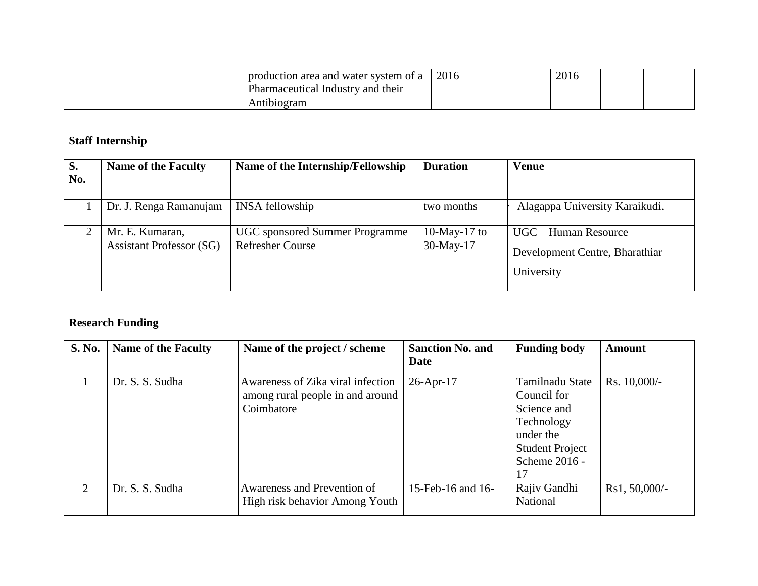| | | production area and water system of a Pharmaceutical Industry and their Antibiogram | 2016 | 2016 | | |
|---|---|---|---|---|---|---|

**Staff Internship**

| S. No. | Name of the Faculty | Name of the Internship/Fellowship | Duration | Venue |
|---|---|---|---|---|
| 1 | Dr. J. Renga Ramanujam | INSA fellowship | two months | Alagappa University Karaikudi. |
| 2 | Mr. E. Kumaran, Assistant Professor (SG) | UGC sponsored Summer Programme Refresher Course | 10-May-17 to 30-May-17 | UGC – Human Resource Development Centre, Bharathiar University |

**Research Funding**

| S. No. | Name of the Faculty | Name of the project / scheme | Sanction No. and Date | Funding body | Amount |
|---|---|---|---|---|---|
| 1 | Dr. S. S. Sudha | Awareness of Zika viral infection among rural people in and around Coimbatore | 26-Apr-17 | Tamilnadu State Council for Science and Technology under the Student Project Scheme 2016 - 17 | Rs. 10,000/- |
| 2 | Dr. S. S. Sudha | Awareness and Prevention of High risk behavior Among Youth | 15-Feb-16 and 16- | Rajiv Gandhi National | Rs1, 50,000/- |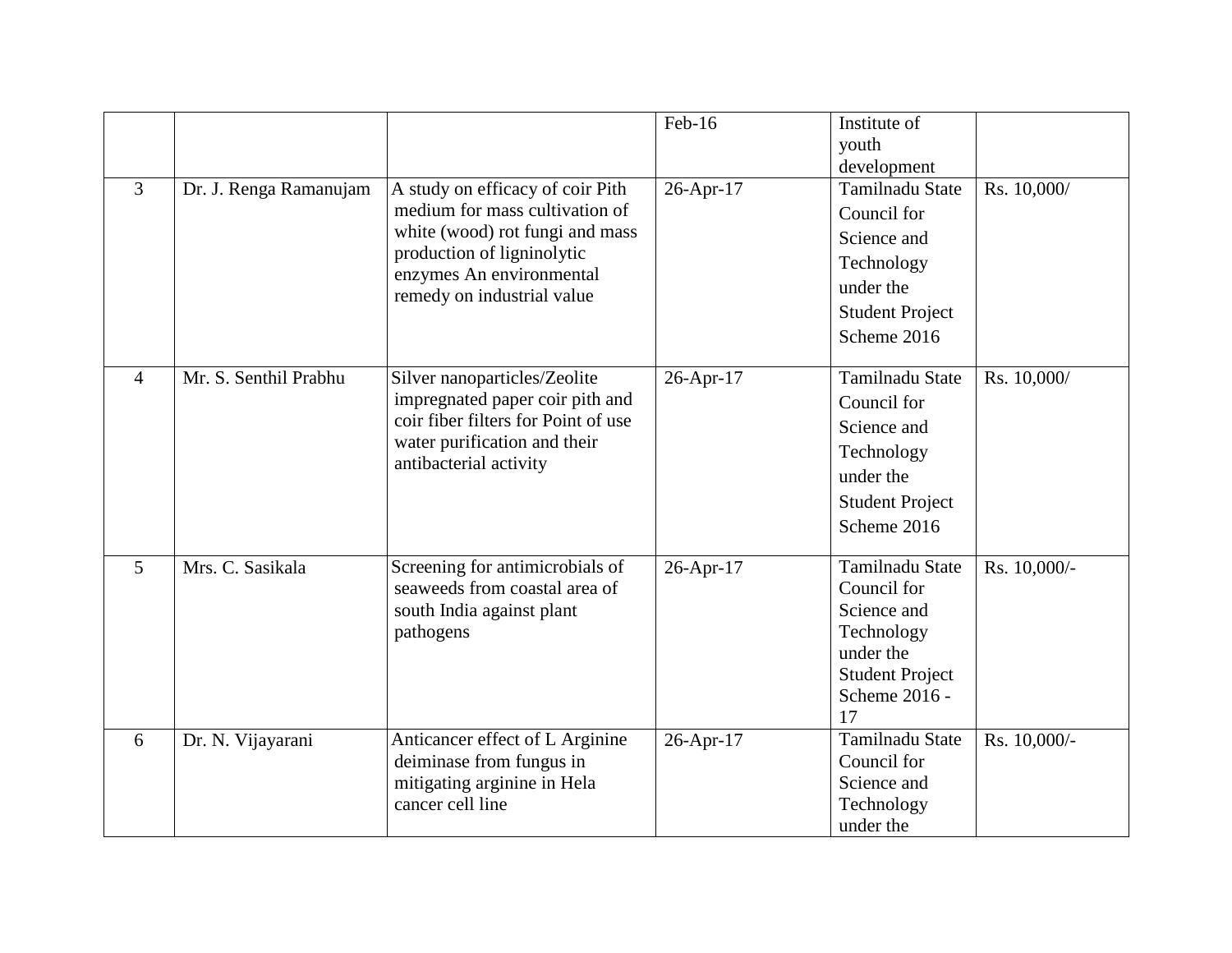|  |  |  | Feb-16 | Institute of youth development |  |
|---|---|---|---|---|---|
| 3 | Dr. J. Renga Ramanujam | A study on efficacy of coir Pith medium for mass cultivation of white (wood) rot fungi and mass production of ligninolytic enzymes An environmental remedy on industrial value | 26-Apr-17 | Tamilnadu State Council for Science and Technology under the Student Project Scheme 2016 | Rs. 10,000/ |
| 4 | Mr. S. Senthil Prabhu | Silver nanoparticles/Zeolite impregnated paper coir pith and coir fiber filters for Point of use water purification and their antibacterial activity | 26-Apr-17 | Tamilnadu State Council for Science and Technology under the Student Project Scheme 2016 | Rs. 10,000/ |
| 5 | Mrs. C. Sasikala | Screening for antimicrobials of seaweeds from coastal area of south India against plant pathogens | 26-Apr-17 | Tamilnadu State Council for Science and Technology under the Student Project Scheme 2016 - 17 | Rs. 10,000/- |
| 6 | Dr. N. Vijayarani | Anticancer effect of L Arginine deiminase from fungus in mitigating arginine in Hela cancer cell line | 26-Apr-17 | Tamilnadu State Council for Science and Technology under the | Rs. 10,000/- |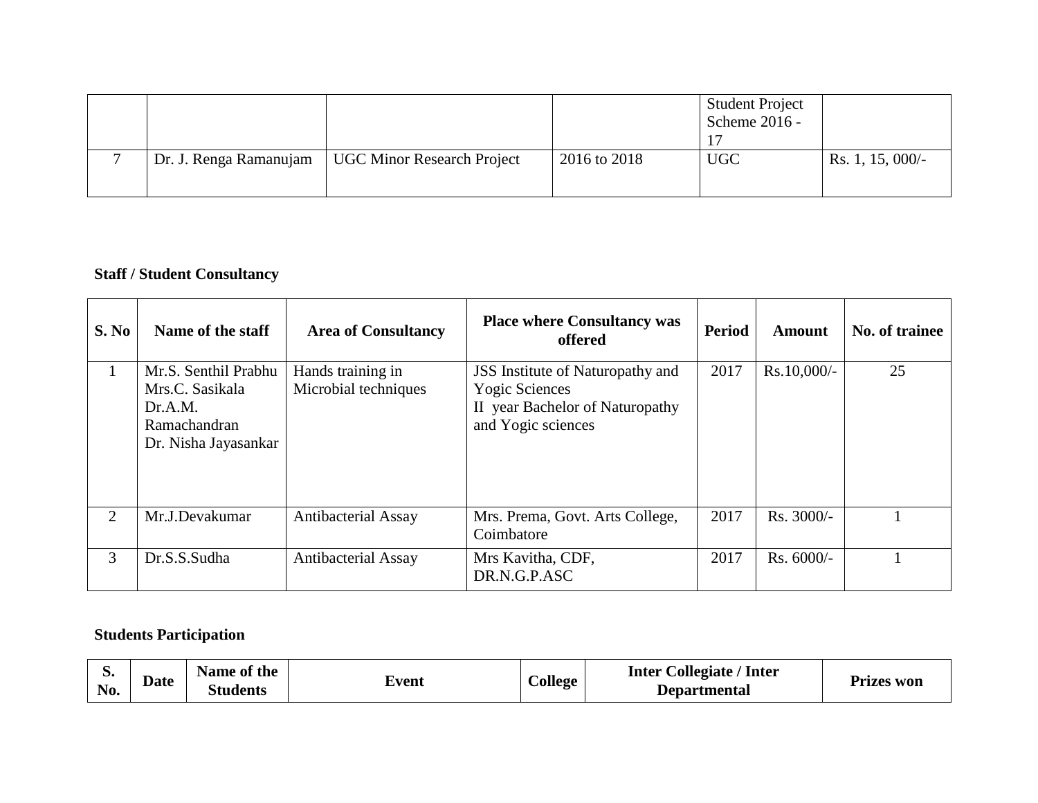|  |  |  |  | Student Project Scheme 2016 - 17 |  |
|---|---|---|---|---|---|
| 7 | Dr. J. Renga Ramanujam | UGC Minor Research Project | 2016 to 2018 | UGC | Rs. 1, 15, 000/- |

**Staff / Student Consultancy**

| S. No | Name of the staff | Area of Consultancy | Place where Consultancy was offered | Period | Amount | No. of trainee |
|---|---|---|---|---|---|---|
| 1 | Mr.S. Senthil Prabhu<br>Mrs.C. Sasikala<br>Dr.A.M. Ramachandran<br>Dr. Nisha Jayasankar | Hands training in Microbial techniques | JSS Institute of Naturopathy and Yogic Sciences<br>II year Bachelor of Naturopathy and Yogic sciences | 2017 | Rs.10,000/- | 25 |
| 2 | Mr.J.Devakumar | Antibacterial Assay | Mrs. Prema, Govt. Arts College, Coimbatore | 2017 | Rs. 3000/- | 1 |
| 3 | Dr.S.S.Sudha | Antibacterial Assay | Mrs Kavitha, CDF, DR.N.G.P.ASC | 2017 | Rs. 6000/- | 1 |

**Students Participation**

| S. No. | Date | Name of the Students | Event | College | Inter Collegiate / Inter Departmental | Prizes won |
|---|---|---|---|---|---|---|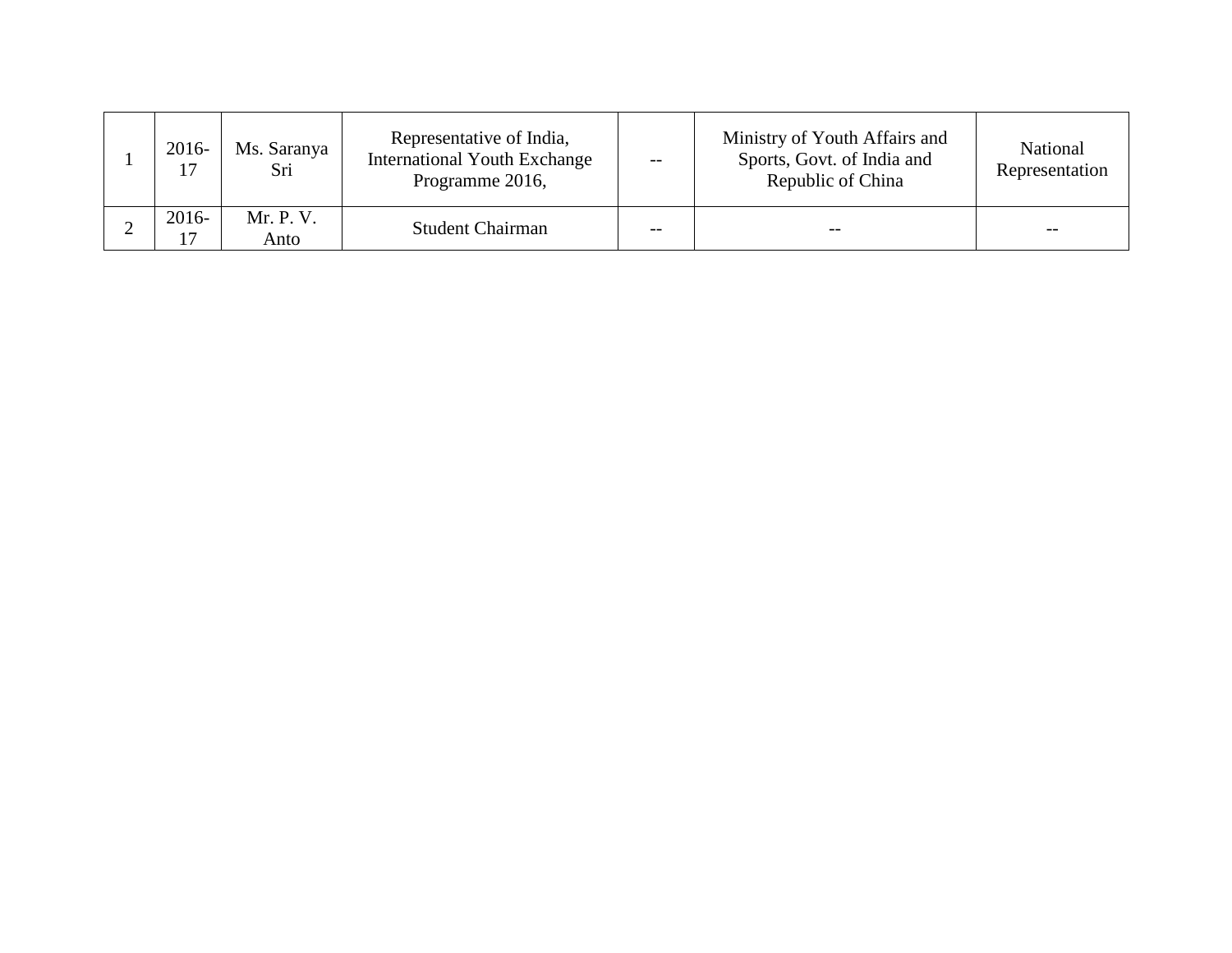| | | | | | | |
|---|---|---|---|---|---|---|
| 1 | 2016-17 | Ms. Saranya Sri | Representative of India, International Youth Exchange Programme 2016, | -- | Ministry of Youth Affairs and Sports, Govt. of India and Republic of China | National Representation |
| 2 | 2016-17 | Mr. P. V. Anto | Student Chairman | -- | -- | -- |